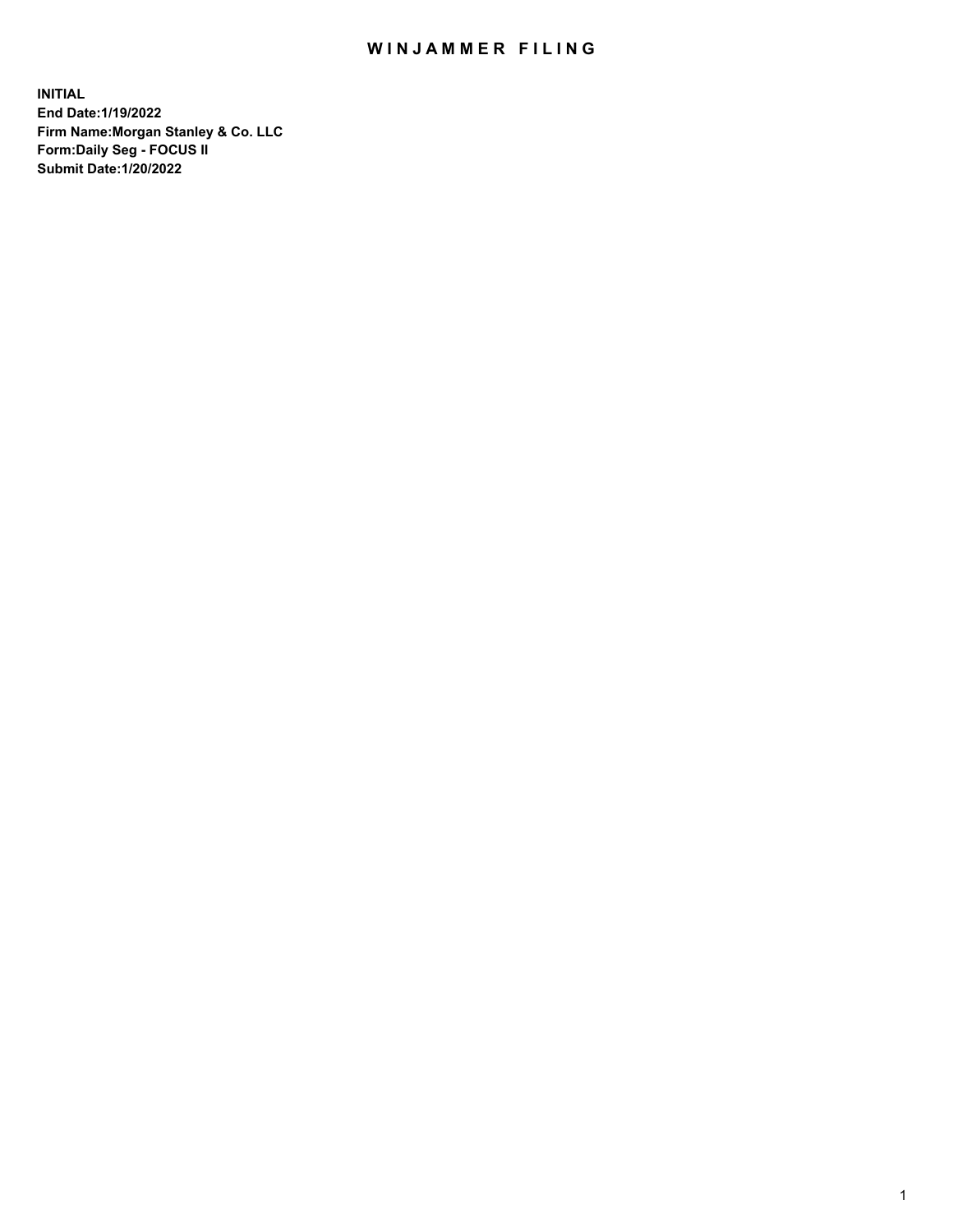# WINJAMMER FILING

**INITIAL**
**End Date:1/19/2022**
**Firm Name:Morgan Stanley & Co. LLC**
**Form:Daily Seg - FOCUS II**
**Submit Date:1/20/2022**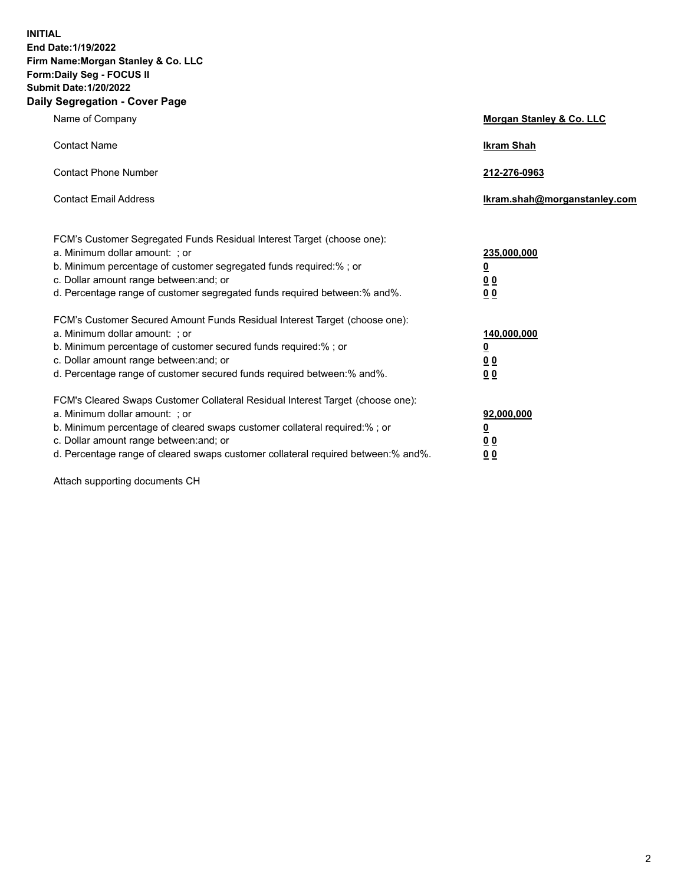**INITIAL**
**End Date:1/19/2022**
**Firm Name:Morgan Stanley & Co. LLC**
**Form:Daily Seg - FOCUS II**
**Submit Date:1/20/2022**

## Daily Segregation - Cover Page

| | |
|---|---|
| Name of Company | **Morgan Stanley & Co. LLC** |
| Contact Name | **Ikram Shah** |
| Contact Phone Number | **212-276-0963** |
| Contact Email Address | **Ikram.shah@morganstanley.com** |

| | |
|---|---|
| FCM's Customer Segregated Funds Residual Interest Target (choose one): | |
| a. Minimum dollar amount: ; or | **235,000,000** |
| b. Minimum percentage of customer segregated funds required:% ; or | **0** |
| c. Dollar amount range between:and; or | **0 0** |
| d. Percentage range of customer segregated funds required between:% and%. | **0 0** |
| FCM's Customer Secured Amount Funds Residual Interest Target (choose one): | |
| a. Minimum dollar amount: ; or | **140,000,000** |
| b. Minimum percentage of customer secured funds required:% ; or | **0** |
| c. Dollar amount range between:and; or | **0 0** |
| d. Percentage range of customer secured funds required between:% and%. | **0 0** |
| FCM's Cleared Swaps Customer Collateral Residual Interest Target (choose one): | |
| a. Minimum dollar amount: ; or | **92,000,000** |
| b. Minimum percentage of cleared swaps customer collateral required:% ; or | **0** |
| c. Dollar amount range between:and; or | **0 0** |
| d. Percentage range of cleared swaps customer collateral required between:% and%. | **0 0** |

Attach supporting documents CH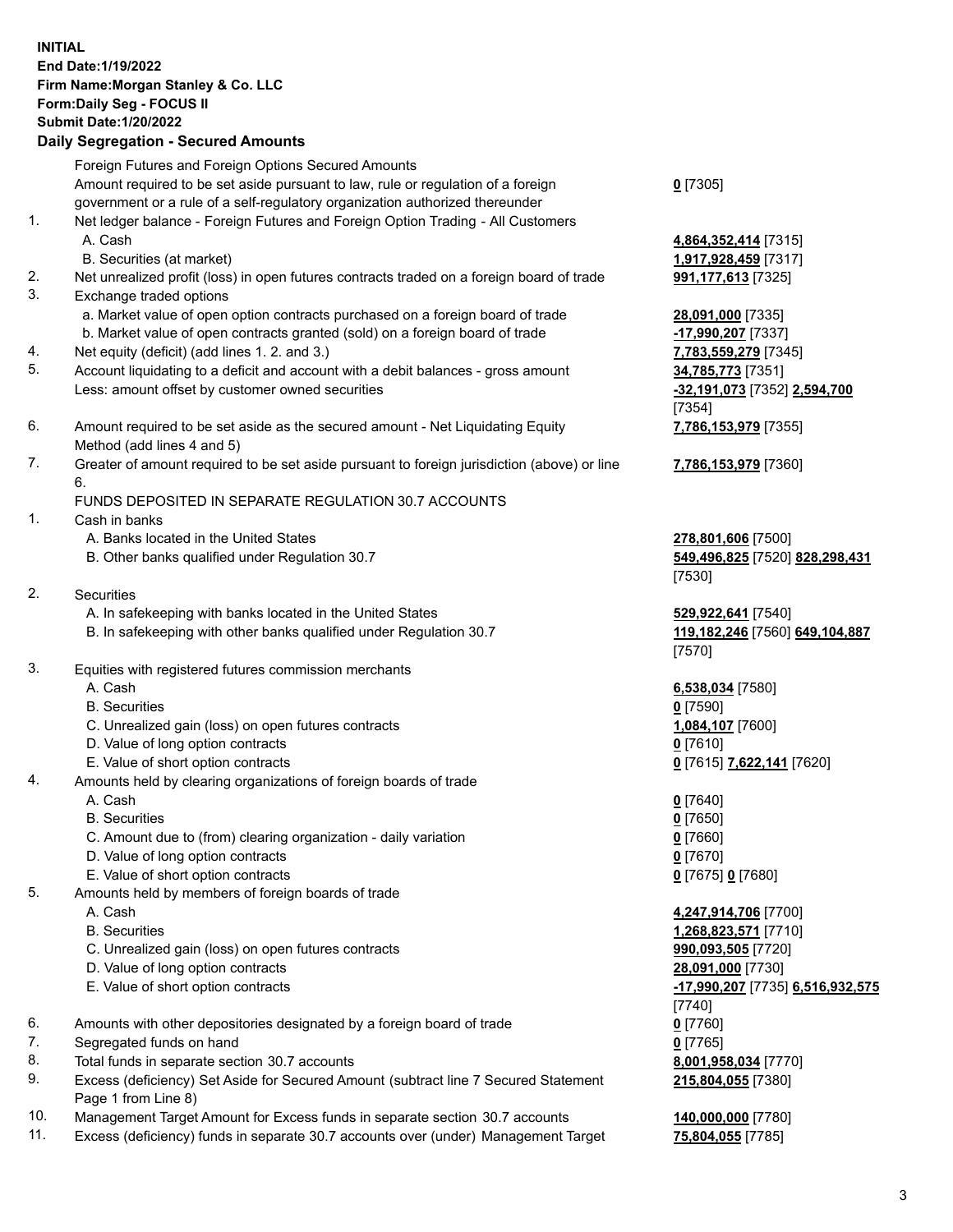**INITIAL**
**End Date:1/19/2022**
**Firm Name:Morgan Stanley & Co. LLC**
**Form:Daily Seg - FOCUS II**
**Submit Date:1/20/2022**

## Daily Segregation - Secured Amounts

| | | |
|---|---|---|
| | Foreign Futures and Foreign Options Secured Amounts | |
| | Amount required to be set aside pursuant to law, rule or regulation of a foreign government or a rule of a self-regulatory organization authorized thereunder | **0** [7305] |
| 1. | Net ledger balance - Foreign Futures and Foreign Option Trading - All Customers | |
| | A. Cash | **4,864,352,414** [7315] |
| | B. Securities (at market) | **1,917,928,459** [7317] |
| 2. | Net unrealized profit (loss) in open futures contracts traded on a foreign board of trade | **991,177,613** [7325] |
| 3. | Exchange traded options | |
| | a. Market value of open option contracts purchased on a foreign board of trade | **28,091,000** [7335] |
| | b. Market value of open contracts granted (sold) on a foreign board of trade | **-17,990,207** [7337] |
| 4. | Net equity (deficit) (add lines 1. 2. and 3.) | **7,783,559,279** [7345] |
| 5. | Account liquidating to a deficit and account with a debit balances - gross amount | **34,785,773** [7351] |
| | Less: amount offset by customer owned securities | **-32,191,073** [7352] **2,594,700** [7354] |
| 6. | Amount required to be set aside as the secured amount - Net Liquidating Equity Method (add lines 4 and 5) | **7,786,153,979** [7355] |
| 7. | Greater of amount required to be set aside pursuant to foreign jurisdiction (above) or line 6. | **7,786,153,979** [7360] |
| | FUNDS DEPOSITED IN SEPARATE REGULATION 30.7 ACCOUNTS | |
| 1. | Cash in banks | |
| | A. Banks located in the United States | **278,801,606** [7500] |
| | B. Other banks qualified under Regulation 30.7 | **549,496,825** [7520] **828,298,431** [7530] |
| 2. | Securities | |
| | A. In safekeeping with banks located in the United States | **529,922,641** [7540] |
| | B. In safekeeping with other banks qualified under Regulation 30.7 | **119,182,246** [7560] **649,104,887** [7570] |
| 3. | Equities with registered futures commission merchants | |
| | A. Cash | **6,538,034** [7580] |
| | B. Securities | **0** [7590] |
| | C. Unrealized gain (loss) on open futures contracts | **1,084,107** [7600] |
| | D. Value of long option contracts | **0** [7610] |
| | E. Value of short option contracts | **0** [7615] **7,622,141** [7620] |
| 4. | Amounts held by clearing organizations of foreign boards of trade | |
| | A. Cash | **0** [7640] |
| | B. Securities | **0** [7650] |
| | C. Amount due to (from) clearing organization - daily variation | **0** [7660] |
| | D. Value of long option contracts | **0** [7670] |
| | E. Value of short option contracts | **0** [7675] **0** [7680] |
| 5. | Amounts held by members of foreign boards of trade | |
| | A. Cash | **4,247,914,706** [7700] |
| | B. Securities | **1,268,823,571** [7710] |
| | C. Unrealized gain (loss) on open futures contracts | **990,093,505** [7720] |
| | D. Value of long option contracts | **28,091,000** [7730] |
| | E. Value of short option contracts | **-17,990,207** [7735] **6,516,932,575** [7740] |
| 6. | Amounts with other depositories designated by a foreign board of trade | **0** [7760] |
| 7. | Segregated funds on hand | **0** [7765] |
| 8. | Total funds in separate section 30.7 accounts | **8,001,958,034** [7770] |
| 9. | Excess (deficiency) Set Aside for Secured Amount (subtract line 7 Secured Statement Page 1 from Line 8) | **215,804,055** [7380] |
| 10. | Management Target Amount for Excess funds in separate section 30.7 accounts | **140,000,000** [7780] |
| 11. | Excess (deficiency) funds in separate 30.7 accounts over (under) Management Target | **75,804,055** [7785] |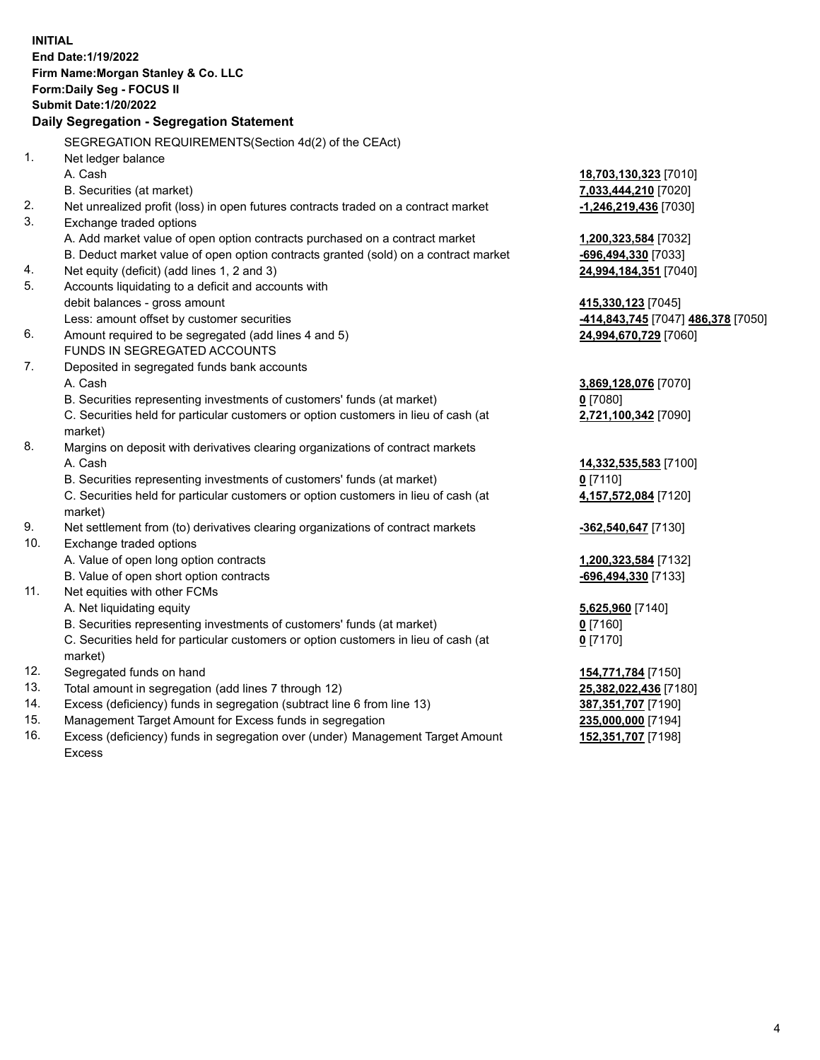**INITIAL**
**End Date:1/19/2022**
**Firm Name:Morgan Stanley & Co. LLC**
**Form:Daily Seg - FOCUS II**
**Submit Date:1/20/2022**

## Daily Segregation - Segregation Statement

SEGREGATION REQUIREMENTS(Section 4d(2) of the CEAct)

| | | |
|---|---|---|
| 1. | Net ledger balance | |
| | A. Cash | **18,703,130,323** [7010] |
| | B. Securities (at market) | **7,033,444,210** [7020] |
| 2. | Net unrealized profit (loss) in open futures contracts traded on a contract market | **-1,246,219,436** [7030] |
| 3. | Exchange traded options | |
| | A. Add market value of open option contracts purchased on a contract market | **1,200,323,584** [7032] |
| | B. Deduct market value of open option contracts granted (sold) on a contract market | **-696,494,330** [7033] |
| 4. | Net equity (deficit) (add lines 1, 2 and 3) | **24,994,184,351** [7040] |
| 5. | Accounts liquidating to a deficit and accounts with debit balances - gross amount | **415,330,123** [7045] |
| | Less: amount offset by customer securities | **-414,843,745** [7047] **486,378** [7050] |
| 6. | Amount required to be segregated (add lines 4 and 5) | **24,994,670,729** [7060] |
| | FUNDS IN SEGREGATED ACCOUNTS | |
| 7. | Deposited in segregated funds bank accounts | |
| | A. Cash | **3,869,128,076** [7070] |
| | B. Securities representing investments of customers' funds (at market) | **0** [7080] |
| | C. Securities held for particular customers or option customers in lieu of cash (at market) | **2,721,100,342** [7090] |
| 8. | Margins on deposit with derivatives clearing organizations of contract markets | |
| | A. Cash | **14,332,535,583** [7100] |
| | B. Securities representing investments of customers' funds (at market) | **0** [7110] |
| | C. Securities held for particular customers or option customers in lieu of cash (at market) | **4,157,572,084** [7120] |
| 9. | Net settlement from (to) derivatives clearing organizations of contract markets | **-362,540,647** [7130] |
| 10. | Exchange traded options | |
| | A. Value of open long option contracts | **1,200,323,584** [7132] |
| | B. Value of open short option contracts | **-696,494,330** [7133] |
| 11. | Net equities with other FCMs | |
| | A. Net liquidating equity | **5,625,960** [7140] |
| | B. Securities representing investments of customers' funds (at market) | **0** [7160] |
| | C. Securities held for particular customers or option customers in lieu of cash (at market) | **0** [7170] |
| 12. | Segregated funds on hand | **154,771,784** [7150] |
| 13. | Total amount in segregation (add lines 7 through 12) | **25,382,022,436** [7180] |
| 14. | Excess (deficiency) funds in segregation (subtract line 6 from line 13) | **387,351,707** [7190] |
| 15. | Management Target Amount for Excess funds in segregation | **235,000,000** [7194] |
| 16. | Excess (deficiency) funds in segregation over (under) Management Target Amount Excess | **152,351,707** [7198] |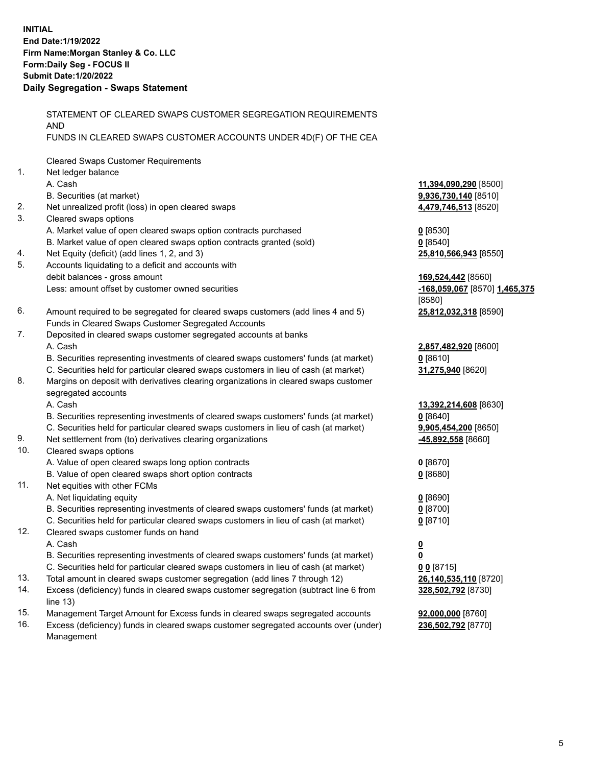**INITIAL**
**End Date:1/19/2022**
**Firm Name:Morgan Stanley & Co. LLC**
**Form:Daily Seg - FOCUS II**
**Submit Date:1/20/2022**

## Daily Segregation - Swaps Statement

STATEMENT OF CLEARED SWAPS CUSTOMER SEGREGATION REQUIREMENTS AND FUNDS IN CLEARED SWAPS CUSTOMER ACCOUNTS UNDER 4D(F) OF THE CEA

| | | |
|---|---|---|
| | Cleared Swaps Customer Requirements | |
| 1. | Net ledger balance | |
| | A. Cash | **11,394,090,290** [8500] |
| | B. Securities (at market) | **9,936,730,140** [8510] |
| 2. | Net unrealized profit (loss) in open cleared swaps | **4,479,746,513** [8520] |
| 3. | Cleared swaps options | |
| | A. Market value of open cleared swaps option contracts purchased | **0** [8530] |
| | B. Market value of open cleared swaps option contracts granted (sold) | **0** [8540] |
| 4. | Net Equity (deficit) (add lines 1, 2, and 3) | **25,810,566,943** [8550] |
| 5. | Accounts liquidating to a deficit and accounts with debit balances - gross amount | **169,524,442** [8560] |
| | Less: amount offset by customer owned securities | **-168,059,067** [8570] **1,465,375** [8580] |
| 6. | Amount required to be segregated for cleared swaps customers (add lines 4 and 5) | **25,812,032,318** [8590] |
| | Funds in Cleared Swaps Customer Segregated Accounts | |
| 7. | Deposited in cleared swaps customer segregated accounts at banks | |
| | A. Cash | **2,857,482,920** [8600] |
| | B. Securities representing investments of cleared swaps customers' funds (at market) | **0** [8610] |
| | C. Securities held for particular cleared swaps customers in lieu of cash (at market) | **31,275,940** [8620] |
| 8. | Margins on deposit with derivatives clearing organizations in cleared swaps customer segregated accounts | |
| | A. Cash | **13,392,214,608** [8630] |
| | B. Securities representing investments of cleared swaps customers' funds (at market) | **0** [8640] |
| | C. Securities held for particular cleared swaps customers in lieu of cash (at market) | **9,905,454,200** [8650] |
| 9. | Net settlement from (to) derivatives clearing organizations | **-45,892,558** [8660] |
| 10. | Cleared swaps options | |
| | A. Value of open cleared swaps long option contracts | **0** [8670] |
| | B. Value of open cleared swaps short option contracts | **0** [8680] |
| 11. | Net equities with other FCMs | |
| | A. Net liquidating equity | **0** [8690] |
| | B. Securities representing investments of cleared swaps customers' funds (at market) | **0** [8700] |
| | C. Securities held for particular cleared swaps customers in lieu of cash (at market) | **0** [8710] |
| 12. | Cleared swaps customer funds on hand | |
| | A. Cash | **0** |
| | B. Securities representing investments of cleared swaps customers' funds (at market) | **0** |
| | C. Securities held for particular cleared swaps customers in lieu of cash (at market) | **0** **0** [8715] |
| 13. | Total amount in cleared swaps customer segregation (add lines 7 through 12) | **26,140,535,110** [8720] |
| 14. | Excess (deficiency) funds in cleared swaps customer segregation (subtract line 6 from line 13) | **328,502,792** [8730] |
| 15. | Management Target Amount for Excess funds in cleared swaps segregated accounts | **92,000,000** [8760] |
| 16. | Excess (deficiency) funds in cleared swaps customer segregated accounts over (under) Management | **236,502,792** [8770] |